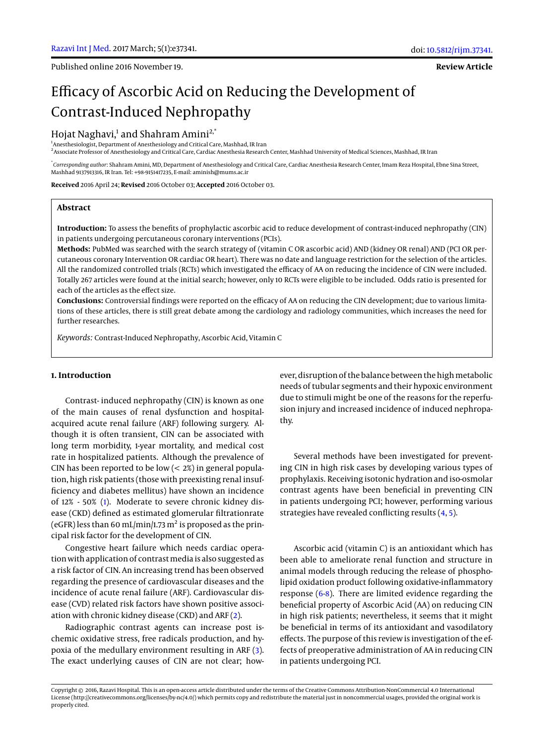Published online 2016 November 19.

**Review Article**

# Efficacy of Ascorbic Acid on Reducing the Development of Contrast-Induced Nephropathy

Hojat Naghavi,[1] and Shahram Amini[2,*]

[1]Anesthesiologist, Department of Anesthesiology and Critical Care, Mashhad, IR Iran

[2]Associate Professor of Anesthesiology and Critical Care, Cardiac Anesthesia Research Center, Mashhad University of Medical Sciences, Mashhad, IR Iran

[*]*Corresponding author*: Shahram Amini, MD, Department of Anesthesiology and Critical Care, Cardiac Anesthesia Research Center, Imam Reza Hospital, Ebne Sina Street, Mashhad 9137913316, IR Iran. Tel: +98-9151417235, E-mail: aminish@mums.ac.ir

**Received** 2016 April 24; **Revised** 2016 October 03; **Accepted** 2016 October 03.

## Abstract

**Introduction:** To assess the benefits of prophylactic ascorbic acid to reduce development of contrast-induced nephropathy (CIN) in patients undergoing percutaneous coronary interventions (PCIs).

**Methods:** PubMed was searched with the search strategy of (vitamin C OR ascorbic acid) AND (kidney OR renal) AND (PCI OR percutaneous coronary Intervention OR cardiac OR heart). There was no date and language restriction for the selection of the articles. All the randomized controlled trials (RCTs) which investigated the efficacy of AA on reducing the incidence of CIN were included. Totally 267 articles were found at the initial search; however, only 10 RCTs were eligible to be included. Odds ratio is presented for each of the articles as the effect size.

**Conclusions:** Controversial findings were reported on the efficacy of AA on reducing the CIN development; due to various limitations of these articles, there is still great debate among the cardiology and radiology communities, which increases the need for further researches.

*Keywords:* Contrast-Induced Nephropathy, Ascorbic Acid, Vitamin C

## 1. Introduction

Contrast- induced nephropathy (CIN) is known as one of the main causes of renal dysfunction and hospital-acquired acute renal failure (ARF) following surgery. Although it is often transient, CIN can be associated with long term morbidity, 1-year mortality, and medical cost rate in hospitalized patients. Although the prevalence of CIN has been reported to be low (< 2%) in general population, high risk patients (those with preexisting renal insufficiency and diabetes mellitus) have shown an incidence of 12% - 50% (1). Moderate to severe chronic kidney disease (CKD) defined as estimated glomerular filtrationrate (eGFR) less than 60 mL/min/1.73 $m^2$ is proposed as the principal risk factor for the development of CIN.

Congestive heart failure which needs cardiac operation with application of contrast media is also suggested as a risk factor of CIN. An increasing trend has been observed regarding the presence of cardiovascular diseases and the incidence of acute renal failure (ARF). Cardiovascular disease (CVD) related risk factors have shown positive association with chronic kidney disease (CKD) and ARF (2).

Radiographic contrast agents can increase post ischemic oxidative stress, free radicals production, and hypoxia of the medullary environment resulting in ARF (3). The exact underlying causes of CIN are not clear; however, disruption of the balance between the high metabolic needs of tubular segments and their hypoxic environment due to stimuli might be one of the reasons for the reperfusion injury and increased incidence of induced nephropathy.

Several methods have been investigated for preventing CIN in high risk cases by developing various types of prophylaxis. Receiving isotonic hydration and iso-osmolar contrast agents have been beneficial in preventing CIN in patients undergoing PCI; however, performing various strategies have revealed conflicting results (4, 5).

Ascorbic acid (vitamin C) is an antioxidant which has been able to ameliorate renal function and structure in animal models through reducing the release of phospholipid oxidation product following oxidative-inflammatory response (6-8). There are limited evidence regarding the beneficial property of Ascorbic Acid (AA) on reducing CIN in high risk patients; nevertheless, it seems that it might be beneficial in terms of its antioxidant and vasodilatory effects. The purpose of this review is investigation of the effects of preoperative administration of AA in reducing CIN in patients undergoing PCI.

Copyright © 2016, Razavi Hospital. This is an open-access article distributed under the terms of the Creative Commons Attribution-NonCommercial 4.0 International License (http://creativecommons.org/licenses/by-nc/4.0/) which permits copy and redistribute the material just in noncommercial usages, provided the original work is properly cited.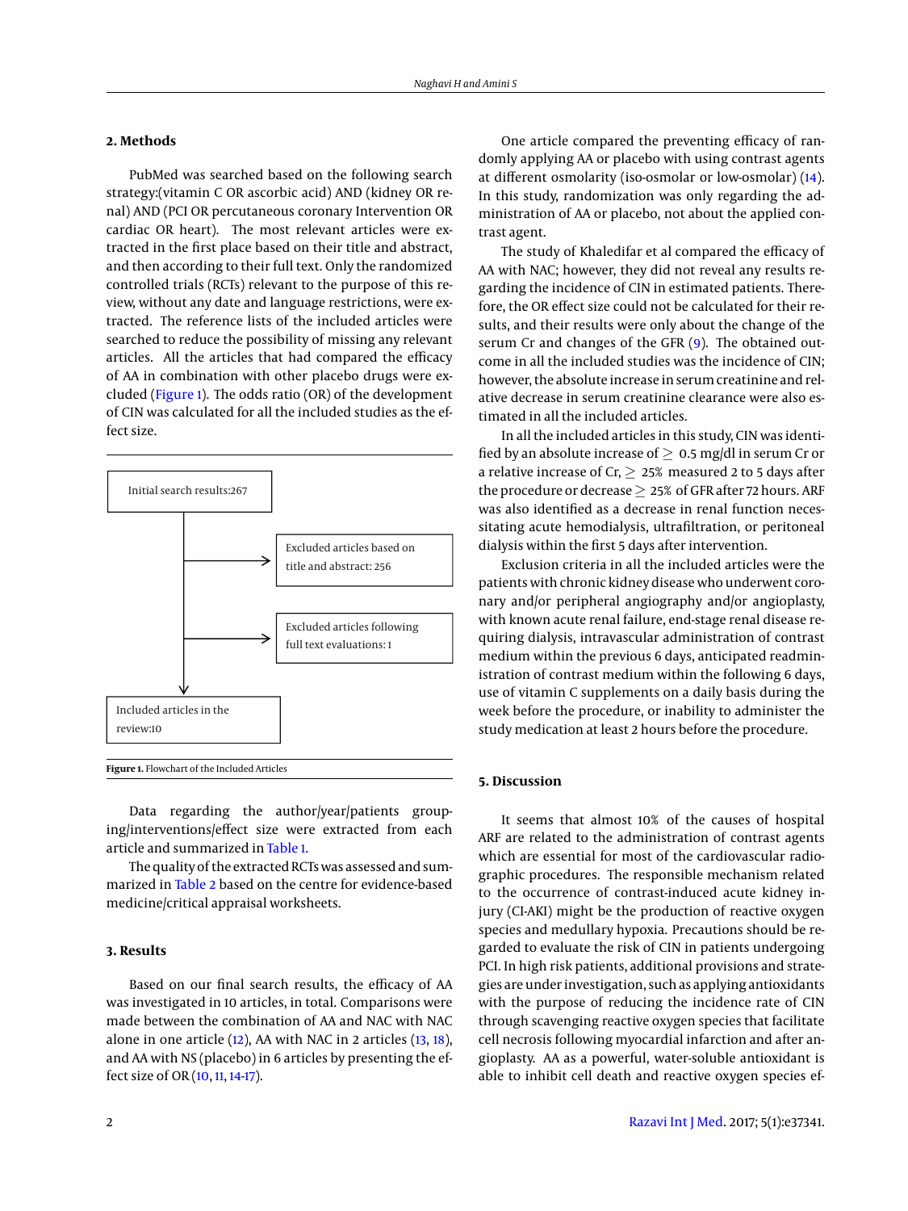## 2. Methods

PubMed was searched based on the following search strategy:(vitamin C OR ascorbic acid) AND (kidney OR renal) AND (PCI OR percutaneous coronary Intervention OR cardiac OR heart). The most relevant articles were extracted in the first place based on their title and abstract, and then according to their full text. Only the randomized controlled trials (RCTs) relevant to the purpose of this review, without any date and language restrictions, were extracted. The reference lists of the included articles were searched to reduce the possibility of missing any relevant articles. All the articles that had compared the efficacy of AA in combination with other placebo drugs were excluded (Figure 1). The odds ratio (OR) of the development of CIN was calculated for all the included studies as the effect size.

Initial search results:267

→ Excluded articles based on title and abstract: 256

→ Excluded articles following full text evaluations: 1

Included articles in the review:10

**Figure 1.** Flowchart of the Included Articles

Data regarding the author/year/patients grouping/interventions/effect size were extracted from each article and summarized in Table 1.

The quality of the extracted RCTs was assessed and summarized in Table 2 based on the centre for evidence-based medicine/critical appraisal worksheets.

## 3. Results

Based on our final search results, the efficacy of AA was investigated in 10 articles, in total. Comparisons were made between the combination of AA and NAC with NAC alone in one article (12), AA with NAC in 2 articles (13, 18), and AA with NS (placebo) in 6 articles by presenting the effect size of OR (10, 11, 14-17).

One article compared the preventing efficacy of randomly applying AA or placebo with using contrast agents at different osmolarity (iso-osmolar or low-osmolar) (14). In this study, randomization was only regarding the administration of AA or placebo, not about the applied contrast agent.

The study of Khaledifar et al compared the efficacy of AA with NAC; however, they did not reveal any results regarding the incidence of CIN in estimated patients. Therefore, the OR effect size could not be calculated for their results, and their results were only about the change of the serum Cr and changes of the GFR (9). The obtained outcome in all the included studies was the incidence of CIN; however, the absolute increase in serum creatinine and relative decrease in serum creatinine clearance were also estimated in all the included articles.

In all the included articles in this study, CIN was identified by an absolute increase of $\geq$ 0.5 mg/dl in serum Cr or a relative increase of Cr, $\geq$ 25% measured 2 to 5 days after the procedure or decrease $\geq$ 25% of GFR after 72 hours. ARF was also identified as a decrease in renal function necessitating acute hemodialysis, ultrafiltration, or peritoneal dialysis within the first 5 days after intervention.

Exclusion criteria in all the included articles were the patients with chronic kidney disease who underwent coronary and/or peripheral angiography and/or angioplasty, with known acute renal failure, end-stage renal disease requiring dialysis, intravascular administration of contrast medium within the previous 6 days, anticipated readministration of contrast medium within the following 6 days, use of vitamin C supplements on a daily basis during the week before the procedure, or inability to administer the study medication at least 2 hours before the procedure.

## 5. Discussion

It seems that almost 10% of the causes of hospital ARF are related to the administration of contrast agents which are essential for most of the cardiovascular radiographic procedures. The responsible mechanism related to the occurrence of contrast-induced acute kidney injury (CI-AKI) might be the production of reactive oxygen species and medullary hypoxia. Precautions should be regarded to evaluate the risk of CIN in patients undergoing PCI. In high risk patients, additional provisions and strategies are under investigation, such as applying antioxidants with the purpose of reducing the incidence rate of CIN through scavenging reactive oxygen species that facilitate cell necrosis following myocardial infarction and after angioplasty. AA as a powerful, water-soluble antioxidant is able to inhibit cell death and reactive oxygen species ef-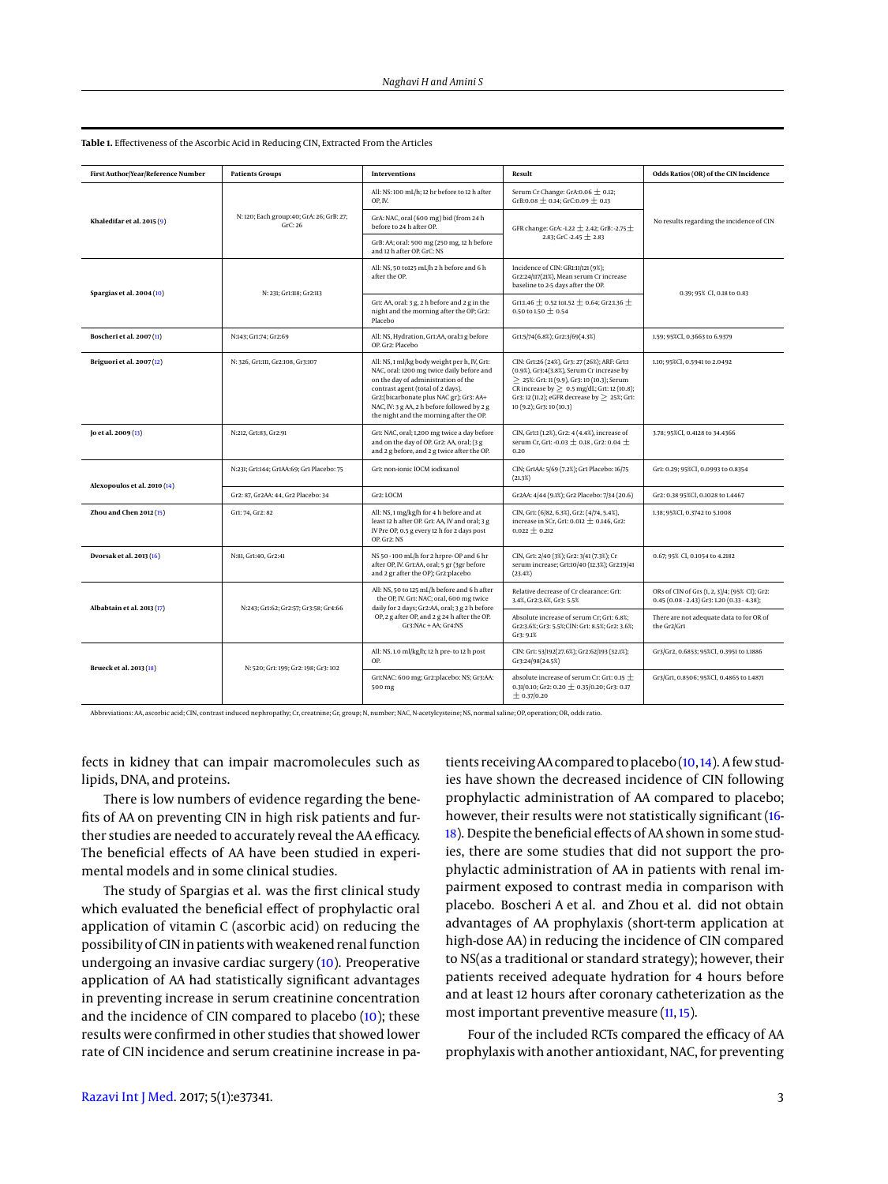**Table 1.** Effectiveness of the Ascorbic Acid in Reducing CIN, Extracted From the Articles

| First Author/Year/Reference Number | Patients Groups | Interventions | Result | Odds Ratios (OR) of the CIN Incidence |
|---|---|---|---|---|
| Khaledifar et al. 2015 (9) | N: 120; Each group:40; GrA: 26; GrB: 27; GrC: 26 | All: NS: 100 mL/h; 12 hr before to 12 h after OP, IV. | Serum Cr Change: GrA:0.06 ± 0.12; GrB:0.08 ± 0.14; GrC:0.09 ± 0.13 | No results regarding the incidence of CIN |
| | | GrA: NAC, oral (600 mg) bid (from 24 h before to 24 h after OP. | GFR change: GrA: -1.22 ± 2.42; GrB: -2.75 ± 2.83; GrC -2.45 ± 2.83 | |
| | | GrB: AA; oral: 500 mg (250 mg, 12 h before and 12 h after OP. GrC: NS | | |
| Spargias et al. 2004 (10) | N: 231; Gr1:118; Gr2:113 | All: NS, 50 to125 mL/h 2 h before and 6 h after the OP. | Incidence of CIN: GR1:11/121 (9%); Gr2:24/117(21%), Mean serum Cr increase baseline to 2-5 days after the OP. | 0.39; 95% CI, 0.18 to 0.83 |
| | | Gr1: AA, oral: 3 g, 2 h before and 2 g in the night and the morning after the OP; Gr2: Placebo | Gr1:1.46 ± 0.52 to1.52 ± 0.64; Gr2:1.36 ± 0.50 to 1.50 ± 0.54 | |
| Boscheri et al. 2007 (11) | N:143; Gr1:74; Gr2:69 | All: NS, Hydration, Gr1:AA, oral:1 g before OP. Gr2: Placebo | Gr1:5/74(6.8%); Gr2:3/69(4.3%) | 1.59; 95%CI, 0.3663 to 6.9379 |
| Briguori et al. 2007 (12) | N: 326, Gr1:111, Gr2:108, Gr3:107 | All: NS, 1 ml/kg body weight per h, IV, Gr1: NAC, oral: 1200 mg twice daily before and on the day of administration of the contrast agent (total of 2 days). Gr2:(bicarbonate plus NAC gr); Gr3: AA+ NAC, IV: 3 g AA, 2 h before followed by 2 g the night and the morning after the OP. | CIN: Gr1:26 (24%), Gr3: 27 (26%); ARF: Gr1:1 (0.9%), Gr3:4(3.8%), Serum Cr increase by ≥ 25%: Gr1: 11 (9.9), Gr3: 10 (10.3); Serum CR increase by ≥ 0.5 mg/dL; Gr1: 12 (10.8); Gr3: 12 (11.2); eGFR decrease by ≥ 25%: Gr1: 10 (9.2); Gr3: 10 (10.3) | 1.10; 95%CI, 0.5941 to 2.0492 |
| Jo et al. 2009 (13) | N:212, Gr1:83, Gr2:91 | Gr1: NAC, oral; 1,200 mg twice a day before and on the day of OP. Gr2: AA, oral; (3 g and 2 g before, and 2 g twice after the OP. | CIN, Gr1:1 (1.2%), Gr2: 4 (4.4%), increase of serum Cr, Gr1: -0.03 ± 0.18 , Gr2: 0.04 ± 0.20 | 3.78; 95%CI, 0.4128 to 34.4366 |
| Alexopoulos et al. 2010 (14) | N:231; Gr1:144; Gr1AA:69; Gr1 Placebo: 75 | Gr1: non-ionic IOCM iodixanol | CIN; Gr1AA: 5/69 (7.2%); Gr1 Placebo: 16/75 (21.3%) | Gr1: 0.29; 95%CI, 0.0993 to 0.8354 |
| | Gr2: 87, Gr2AA: 44, Gr2 Placebo: 34 | Gr2: LOCM | Gr2AA: 4/44 (9.1%); Gr2 Placebo: 7/34 (20.6) | Gr2: 0.38 95%CI, 0.1028 to 1.4467 |
| Zhou and Chen 2012 (15) | Gr1: 74, Gr2: 82 | All: NS, 1 mg/kg/h for 4 h before and at least 12 h after OP. Gr1: AA, IV and oral; 3 g IV Pre OP, 0.5 g every 12 h for 2 days post OP. Gr2: NS | CIN, Gr1: (6/82, 6.3%), Gr2: (4/74, 5.4%), increase in SCr, Gr1: 0.012 ± 0.146, Gr2: 0.022 ± 0.212 | 1.38; 95%CI, 0.3742 to 5.1008 |
| Dvorsak et al. 2013 (16) | N:81, Gr1:40, Gr2:41 | NS 50 - 100 mL/h for 2 hrpre- OP and 6 hr after OP, IV. Gr1:AA, oral; 5 gr (3gr before and 2 gr after the OP); Gr2:placebo | CIN, Gr1: 2/40 (3%); Gr2: 3/41 (7.3%); Cr serum increase; Gr1:10/40 (12.3%); Gr2:19/41 (23.4%) | 0.67; 95% CI, 0.1054 to 4.2182 |
| Albabtain et al. 2013 (17) | N:243; Gr1:62; Gr2:57; Gr3:58; Gr4:66 | All: NS, 50 to 125 mL/h before and 6 h after the OP, IV. Gr1: NAC; oral, 600 mg twice daily for 2 days; Gr2:AA, oral; 3 g 2 h before OP, 2 g after OP, and 2 g 24 h after the OP. Gr3:NAC + AA; Gr4:NS | Relative decrease of Cr clearance: Gr1: 3.4%, Gr2:3.6%, Gr3: 5.5% | ORs of CIN of Grs (1, 2, 3)/4; (95% CI); Gr2: 0.45 (0.08 - 2.43) Gr3: 1.20 (0.33 - 4.38); |
| | | | Absolute increase of serum Cr; Gr1: 6.8%; Gr2:3.6%; Gr3: 5.5%;CIN: Gr1: 8.5%; Gr2: 3.6%; Gr3: 9.1% | There are not adequate data to for OR of the Gr2/Gr1 |
| Brueck et al. 2013 (18) | N: 520; Gr1: 199; Gr2: 198; Gr3: 102 | All: NS. 1.0 ml/kg/h; 12 h pre- to 12 h post OP. | CIN: Gr1: 53/192(27.6%); Gr2:62/193 (32.1%); Gr3:24/98(24.5%) | Gr3/Gr2, 0.6853; 95%CI, 0.3951 to 1.1886 |
| | | Gr1:NAC: 600 mg; Gr2:placebo: NS; Gr3:AA: 500 mg | absolute increase of serum Cr: Gr1: 0.15 ± 0.31/0.10; Gr2: 0.20 ± 0.35/0.20; Gr3: 0.17 ± 0.37/0.20 | Gr3/Gr1, 0.8506; 95%CI, 0.4865 to 1.4871 |

Abbreviations: AA, ascorbic acid; CIN, contrast induced nephropathy; Cr, creatinine; Gr, group; N, number; NAC, N-acetylcysteine; NS, normal saline; OP, operation; OR, odds ratio.

fects in kidney that can impair macromolecules such as lipids, DNA, and proteins.

There is low numbers of evidence regarding the benefits of AA on preventing CIN in high risk patients and further studies are needed to accurately reveal the AA efficacy. The beneficial effects of AA have been studied in experimental models and in some clinical studies.

The study of Spargias et al. was the first clinical study which evaluated the beneficial effect of prophylactic oral application of vitamin C (ascorbic acid) on reducing the possibility of CIN in patients with weakened renal function undergoing an invasive cardiac surgery (10). Preoperative application of AA had statistically significant advantages in preventing increase in serum creatinine concentration and the incidence of CIN compared to placebo (10); these results were confirmed in other studies that showed lower rate of CIN incidence and serum creatinine increase in patients receiving AA compared to placebo (10, 14). A few studies have shown the decreased incidence of CIN following prophylactic administration of AA compared to placebo; however, their results were not statistically significant (16-18). Despite the beneficial effects of AA shown in some studies, there are some studies that did not support the prophylactic administration of AA in patients with renal impairment exposed to contrast media in comparison with placebo. Boscheri A et al. and Zhou et al. did not obtain advantages of AA prophylaxis (short-term application at high-dose AA) in reducing the incidence of CIN compared to NS(as a traditional or standard strategy); however, their patients received adequate hydration for 4 hours before and at least 12 hours after coronary catheterization as the most important preventive measure (11, 15).

Four of the included RCTs compared the efficacy of AA prophylaxis with another antioxidant, NAC, for preventing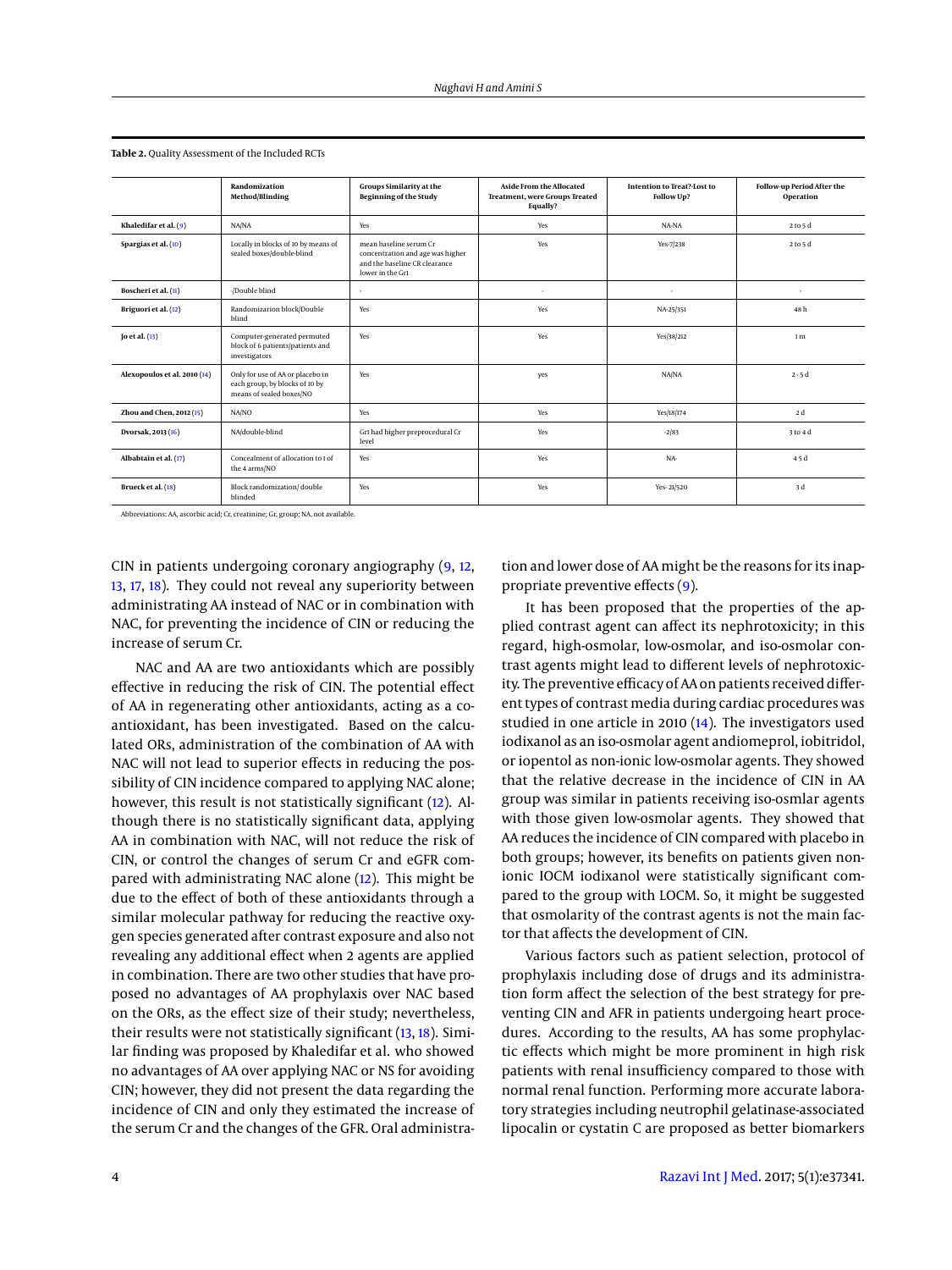**Table 2.** Quality Assessment of the Included RCTs

| | Randomization Method/Blinding | Groups Similarity at the Beginning of the Study | Aside From the Allocated Treatment, were Groups Treated Equally? | Intention to Treat?-Lost to Follow Up? | Follow-up Period After the Operation |
|---|---|---|---|---|---|
| **Khaledifar et al.** (9) | NA/NA | Yes | Yes | NA-NA | 2 to 5 d |
| **Spargias et al.** (10) | Locally in blocks of 10 by means of sealed boxes/double-blind | mean baseline serum Cr concentration and age was higher and the baseline CR clearance lower in the Gr1 | Yes | Yes-7/238 | 2 to 5 d |
| **Boscheri et al.** (11) | -/Double blind | - | - | - | - |
| **Briguori et al.** (12) | Randomizarion block/Double blind | Yes | Yes | NA-25/351 | 48 h |
| **Jo et al.** (13) | Computer-generated permuted block of 6 patients/patients and investigators | Yes | Yes | Yes/38/212 | 1 m |
| **Alexopoulos et al. 2010** (14) | Only for use of AA or placebo in each group, by blocks of 10 by means of sealed boxes/NO | Yes | yes | NA/NA | 2 - 5 d |
| **Zhou and Chen, 2012** (15) | NA/NO | Yes | Yes | Yes/18/174 | 2 d |
| **Dvorsak, 2013** (16) | NA/double-blind | Gr1 had higher preprocedural Cr level | Yes | -2/83 | 3 to 4 d |
| **Albabtain et al.** (17) | Concealment of allocation to 1 of the 4 arms/NO | Yes | Yes | NA- | 4 5 d |
| **Brueck et al.** (18) | Block randomization/ double blinded | Yes | Yes | Yes- 21/520 | 3 d |

Abbreviations: AA, ascorbic acid; Cr, creatinine; Gr, group; NA, not available.

CIN in patients undergoing coronary angiography (9, 12, 13, 17, 18). They could not reveal any superiority between administrating AA instead of NAC or in combination with NAC, for preventing the incidence of CIN or reducing the increase of serum Cr.

NAC and AA are two antioxidants which are possibly effective in reducing the risk of CIN. The potential effect of AA in regenerating other antioxidants, acting as a co-antioxidant, has been investigated. Based on the calculated ORs, administration of the combination of AA with NAC will not lead to superior effects in reducing the possibility of CIN incidence compared to applying NAC alone; however, this result is not statistically significant (12). Although there is no statistically significant data, applying AA in combination with NAC, will not reduce the risk of CIN, or control the changes of serum Cr and eGFR compared with administrating NAC alone (12). This might be due to the effect of both of these antioxidants through a similar molecular pathway for reducing the reactive oxygen species generated after contrast exposure and also not revealing any additional effect when 2 agents are applied in combination. There are two other studies that have proposed no advantages of AA prophylaxis over NAC based on the ORs, as the effect size of their study; nevertheless, their results were not statistically significant (13, 18). Similar finding was proposed by Khaledifar et al. who showed no advantages of AA over applying NAC or NS for avoiding CIN; however, they did not present the data regarding the incidence of CIN and only they estimated the increase of the serum Cr and the changes of the GFR. Oral administration and lower dose of AA might be the reasons for its inappropriate preventive effects (9).

It has been proposed that the properties of the applied contrast agent can affect its nephrotoxicity; in this regard, high-osmolar, low-osmolar, and iso-osmolar contrast agents might lead to different levels of nephrotoxicity. The preventive efficacy of AA on patients received different types of contrast media during cardiac procedures was studied in one article in 2010 (14). The investigators used iodixanol as an iso-osmolar agent andiomeprol, iobitridol, or iopentol as non-ionic low-osmolar agents. They showed that the relative decrease in the incidence of CIN in AA group was similar in patients receiving iso-osmlar agents with those given low-osmolar agents. They showed that AA reduces the incidence of CIN compared with placebo in both groups; however, its benefits on patients given non-ionic IOCM iodixanol were statistically significant compared to the group with LOCM. So, it might be suggested that osmolarity of the contrast agents is not the main factor that affects the development of CIN.

Various factors such as patient selection, protocol of prophylaxis including dose of drugs and its administration form affect the selection of the best strategy for preventing CIN and AFR in patients undergoing heart procedures. According to the results, AA has some prophylactic effects which might be more prominent in high risk patients with renal insufficiency compared to those with normal renal function. Performing more accurate laboratory strategies including neutrophil gelatinase-associated lipocalin or cystatin C are proposed as better biomarkers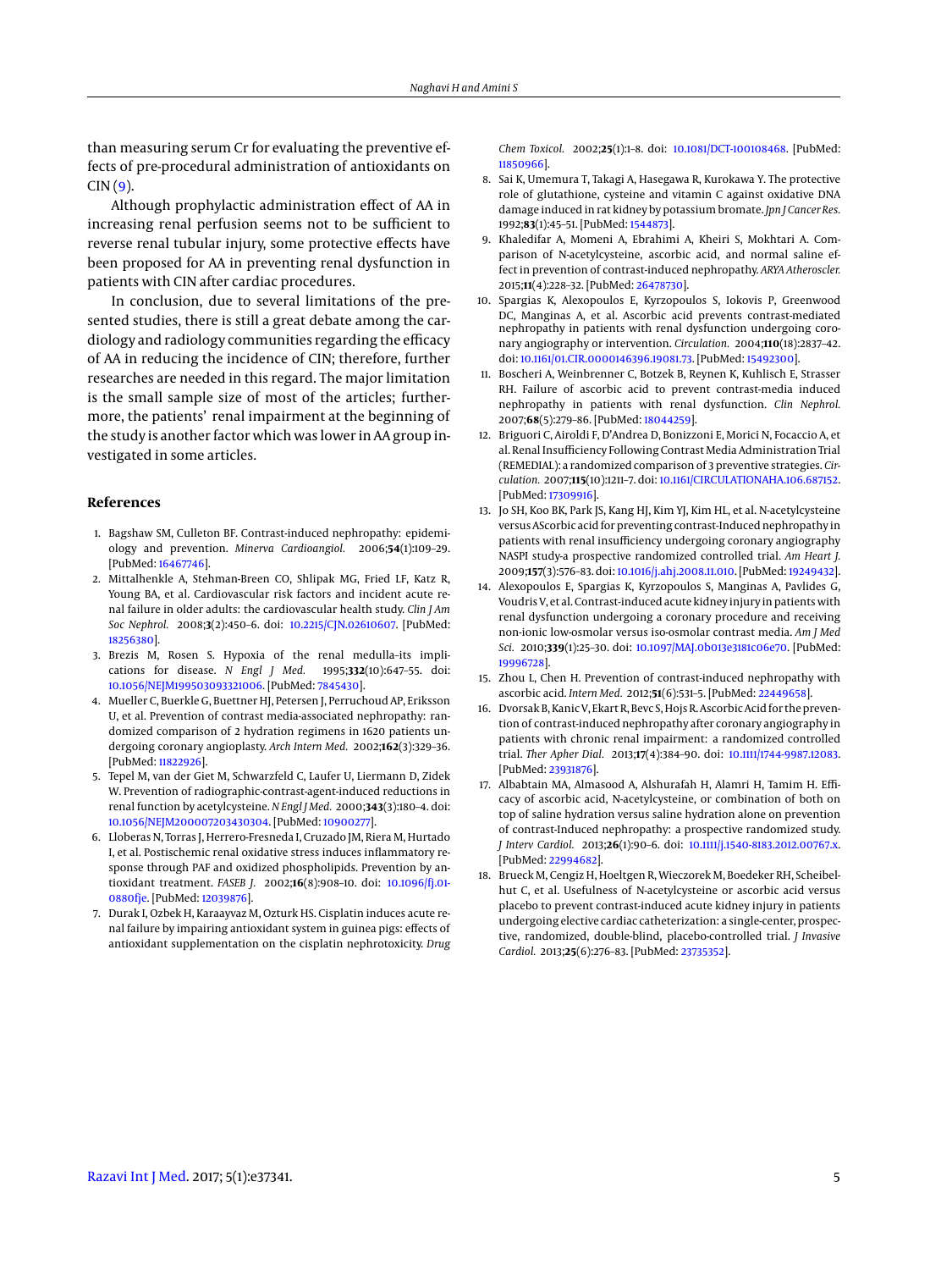than measuring serum Cr for evaluating the preventive effects of pre-procedural administration of antioxidants on CIN (9).

Although prophylactic administration effect of AA in increasing renal perfusion seems not to be sufficient to reverse renal tubular injury, some protective effects have been proposed for AA in preventing renal dysfunction in patients with CIN after cardiac procedures.

In conclusion, due to several limitations of the presented studies, there is still a great debate among the cardiology and radiology communities regarding the efficacy of AA in reducing the incidence of CIN; therefore, further researches are needed in this regard. The major limitation is the small sample size of most of the articles; furthermore, the patients' renal impairment at the beginning of the study is another factor which was lower in AA group investigated in some articles.

## References

1. Bagshaw SM, Culleton BF. Contrast-induced nephropathy: epidemiology and prevention. *Minerva Cardioangiol.* 2006;**54**(1):109–29. [PubMed: 16467746].
2. Mittalhenkle A, Stehman-Breen CO, Shlipak MG, Fried LF, Katz R, Young BA, et al. Cardiovascular risk factors and incident acute renal failure in older adults: the cardiovascular health study. *Clin J Am Soc Nephrol.* 2008;**3**(2):450–6. doi: 10.2215/CJN.02610607. [PubMed: 18256380].
3. Brezis M, Rosen S. Hypoxia of the renal medulla–its implications for disease. *N Engl J Med.* 1995;**332**(10):647–55. doi: 10.1056/NEJM199503093321006. [PubMed: 7845430].
4. Mueller C, Buerkle G, Buettner HJ, Petersen J, Perruchoud AP, Eriksson U, et al. Prevention of contrast media-associated nephropathy: randomized comparison of 2 hydration regimens in 1620 patients undergoing coronary angioplasty. *Arch Intern Med.* 2002;**162**(3):329–36. [PubMed: 11822926].
5. Tepel M, van der Giet M, Schwarzfeld C, Laufer U, Liermann D, Zidek W. Prevention of radiographic-contrast-agent-induced reductions in renal function by acetylcysteine. *N Engl J Med.* 2000;**343**(3):180–4. doi: 10.1056/NEJM200007203430304. [PubMed: 10900277].
6. Lloberas N, Torras J, Herrero-Fresneda I, Cruzado JM, Riera M, Hurtado I, et al. Postischemic renal oxidative stress induces inflammatory response through PAF and oxidized phospholipids. Prevention by antioxidant treatment. *FASEB J.* 2002;**16**(8):908–10. doi: 10.1096/fj.01-0880fje. [PubMed: 12039876].
7. Durak I, Ozbek H, Karaayvaz M, Ozturk HS. Cisplatin induces acute renal failure by impairing antioxidant system in guinea pigs: effects of antioxidant supplementation on the cisplatin nephrotoxicity. *Drug Chem Toxicol.* 2002;**25**(1):1–8. doi: 10.1081/DCT-100108468. [PubMed: 11850966].
8. Sai K, Umemura T, Takagi A, Hasegawa R, Kurokawa Y. The protective role of glutathione, cysteine and vitamin C against oxidative DNA damage induced in rat kidney by potassium bromate. *Jpn J Cancer Res.* 1992;**83**(1):45–51. [PubMed: 1544873].
9. Khaledifar A, Momeni A, Ebrahimi A, Kheiri S, Mokhtari A. Comparison of N-acetylcysteine, ascorbic acid, and normal saline effect in prevention of contrast-induced nephropathy. *ARYA Atheroscler.* 2015;**11**(4):228–32. [PubMed: 26478730].
10. Spargias K, Alexopoulos E, Kyrzopoulos S, Iokovis P, Greenwood DC, Manginas A, et al. Ascorbic acid prevents contrast-mediated nephropathy in patients with renal dysfunction undergoing coronary angiography or intervention. *Circulation.* 2004;**110**(18):2837–42. doi: 10.1161/01.CIR.0000146396.19081.73. [PubMed: 15492300].
11. Boscheri A, Weinbrenner C, Botzek B, Reynen K, Kuhlisch E, Strasser RH. Failure of ascorbic acid to prevent contrast-media induced nephropathy in patients with renal dysfunction. *Clin Nephrol.* 2007;**68**(5):279–86. [PubMed: 18044259].
12. Briguori C, Airoldi F, D'Andrea D, Bonizzoni E, Morici N, Focaccio A, et al. Renal Insufficiency Following Contrast Media Administration Trial (REMEDIAL): a randomized comparison of 3 preventive strategies. *Circulation.* 2007;**115**(10):1211–7. doi: 10.1161/CIRCULATIONAHA.106.687152. [PubMed: 17309916].
13. Jo SH, Koo BK, Park JS, Kang HJ, Kim YJ, Kim HL, et al. N-acetylcysteine versus AScorbic acid for preventing contrast-Induced nephropathy in patients with renal insufficiency undergoing coronary angiography NASPI study-a prospective randomized controlled trial. *Am Heart J.* 2009;**157**(3):576–83. doi: 10.1016/j.ahj.2008.11.010. [PubMed: 19249432].
14. Alexopoulos E, Spargias K, Kyrzopoulos S, Manginas A, Pavlides G, Voudris V, et al. Contrast-induced acute kidney injury in patients with renal dysfunction undergoing a coronary procedure and receiving non-ionic low-osmolar versus iso-osmolar contrast media. *Am J Med Sci.* 2010;**339**(1):25–30. doi: 10.1097/MAJ.0b013e3181c06e70. [PubMed: 19996728].
15. Zhou L, Chen H. Prevention of contrast-induced nephropathy with ascorbic acid. *Intern Med.* 2012;**51**(6):531–5. [PubMed: 22449658].
16. Dvorsak B, Kanic V, Ekart R, Bevc S, Hojs R. Ascorbic Acid for the prevention of contrast-induced nephropathy after coronary angiography in patients with chronic renal impairment: a randomized controlled trial. *Ther Apher Dial.* 2013;**17**(4):384–90. doi: 10.1111/1744-9987.12083. [PubMed: 23931876].
17. Albabtain MA, Almasood A, Alshurafah H, Alamri H, Tamim H. Efficacy of ascorbic acid, N-acetylcysteine, or combination of both on top of saline hydration versus saline hydration alone on prevention of contrast-Induced nephropathy: a prospective randomized study. *J Interv Cardiol.* 2013;**26**(1):90–6. doi: 10.1111/j.1540-8183.2012.00767.x. [PubMed: 22994682].
18. Brueck M, Cengiz H, Hoeltgen R, Wieczorek M, Boedeker RH, Scheibelhut C, et al. Usefulness of N-acetylcysteine or ascorbic acid versus placebo to prevent contrast-induced acute kidney injury in patients undergoing elective cardiac catheterization: a single-center, prospective, randomized, double-blind, placebo-controlled trial. *J Invasive Cardiol.* 2013;**25**(6):276–83. [PubMed: 23735352].